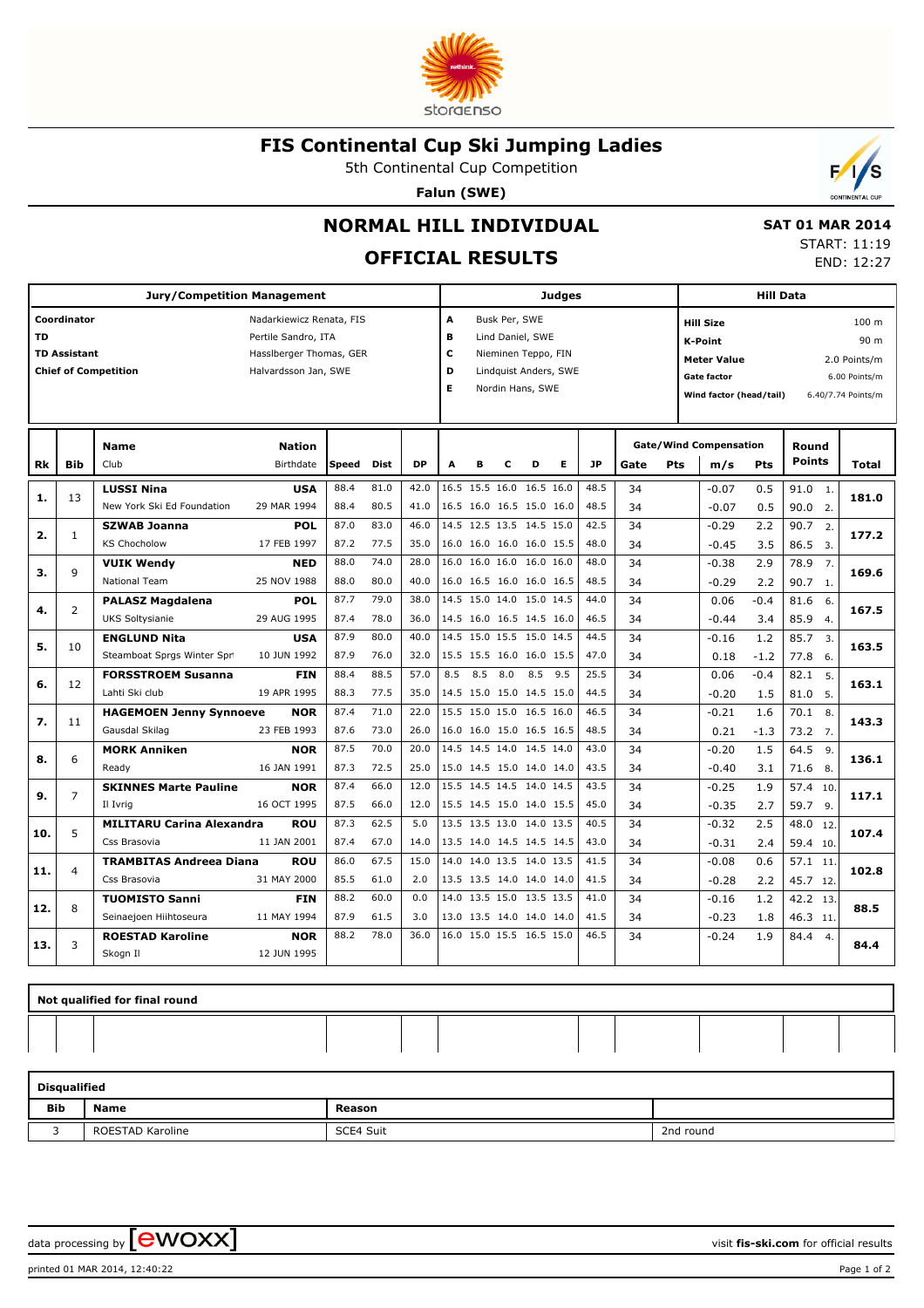# FIS Continental Cup Ski Jumping Ladies

5th Continental Cup Competition

**Falun (SWE)**

## NORMAL HILL INDIVIDUAL

## OFFICIAL RESULTS

**SAT 01 MAR 2014**
START: 11:19
END: 12:27

| Jury/Competition Management | |
|---|---|
| **Coordinator** | Nadarkiewicz Renata, FIS |
| **TD** | Pertile Sandro, ITA |
| **TD Assistant** | Hasslberger Thomas, GER |
| **Chief of Competition** | Halvardsson Jan, SWE |

| Judges | |
|---|---|
| **A** | Busk Per, SWE |
| **B** | Lind Daniel, SWE |
| **C** | Nieminen Teppo, FIN |
| **D** | Lindquist Anders, SWE |
| **E** | Nordin Hans, SWE |

| Hill Data | |
|---|---|
| **Hill Size** | 100 m |
| **K-Point** | 90 m |
| **Meter Value** | 2.0 Points/m |
| **Gate factor** | 6.00 Points/m |
| **Wind factor (head/tail)** | 6.40/7.74 Points/m |

| Rk | Bib | Name / Club | Nation / Birthdate | Speed | Dist | DP | A | B | C | D | E | JP | Gate | Pts | m/s | Pts | Round Points | Total |
|---|---|---|---|---|---|---|---|---|---|---|---|---|---|---|---|---|---|---|
| 1. | 13 | **LUSSI Nina** | **USA** | 88.4 | 81.0 | 42.0 | 16.5 | 15.5 | 16.0 | 16.5 | 16.0 | 48.5 | 34 | | -0.07 | 0.5 | 91.0 1. | **181.0** |
| | | New York Ski Ed Foundation | 29 MAR 1994 | 88.4 | 80.5 | 41.0 | 16.5 | 16.0 | 16.5 | 15.0 | 16.0 | 48.5 | 34 | | -0.07 | 0.5 | 90.0 2. | |
| 2. | 1 | **SZWAB Joanna** | **POL** | 87.0 | 83.0 | 46.0 | 14.5 | 12.5 | 13.5 | 14.5 | 15.0 | 42.5 | 34 | | -0.29 | 2.2 | 90.7 2. | **177.2** |
| | | KS Chocholow | 17 FEB 1997 | 87.2 | 77.5 | 35.0 | 16.0 | 16.0 | 16.0 | 16.0 | 15.5 | 48.0 | 34 | | -0.45 | 3.5 | 86.5 3. | |
| 3. | 9 | **VUIK Wendy** | **NED** | 88.0 | 74.0 | 28.0 | 16.0 | 16.0 | 16.0 | 16.0 | 16.0 | 48.0 | 34 | | -0.38 | 2.9 | 78.9 7. | **169.6** |
| | | National Team | 25 NOV 1988 | 88.0 | 80.0 | 40.0 | 16.0 | 16.5 | 16.0 | 16.0 | 16.5 | 48.5 | 34 | | -0.29 | 2.2 | 90.7 1. | |
| 4. | 2 | **PALASZ Magdalena** | **POL** | 87.7 | 79.0 | 38.0 | 14.5 | 15.0 | 14.0 | 15.0 | 14.5 | 44.0 | 34 | | 0.06 | -0.4 | 81.6 6. | **167.5** |
| | | UKS Soltysianie | 29 AUG 1995 | 87.4 | 78.0 | 36.0 | 14.5 | 16.0 | 16.5 | 14.5 | 16.0 | 46.5 | 34 | | -0.44 | 3.4 | 85.9 4. | |
| 5. | 10 | **ENGLUND Nita** | **USA** | 87.9 | 80.0 | 40.0 | 14.5 | 15.0 | 15.5 | 15.0 | 14.5 | 44.5 | 34 | | -0.16 | 1.2 | 85.7 3. | **163.5** |
| | | Steamboat Sprgs Winter Spr | 10 JUN 1992 | 87.9 | 76.0 | 32.0 | 15.5 | 15.5 | 16.0 | 16.0 | 15.5 | 47.0 | 34 | | 0.18 | -1.2 | 77.8 6. | |
| 6. | 12 | **FORSSTROEM Susanna** | **FIN** | 88.4 | 88.5 | 57.0 | 8.5 | 8.5 | 8.0 | 8.5 | 9.5 | 25.5 | 34 | | 0.06 | -0.4 | 82.1 5. | **163.1** |
| | | Lahti Ski club | 19 APR 1995 | 88.3 | 77.5 | 35.0 | 14.5 | 15.0 | 15.0 | 14.5 | 15.0 | 44.5 | 34 | | -0.20 | 1.5 | 81.0 5. | |
| 7. | 11 | **HAGEMOEN Jenny Synnoeve** | **NOR** | 87.4 | 71.0 | 22.0 | 15.5 | 15.0 | 15.0 | 16.5 | 16.0 | 46.5 | 34 | | -0.21 | 1.6 | 70.1 8. | **143.3** |
| | | Gausdal Skilag | 23 FEB 1993 | 87.6 | 73.0 | 26.0 | 16.0 | 16.0 | 16.0 | 16.5 | 16.5 | 48.5 | 34 | | 0.21 | -1.3 | 73.2 7. | |
| 8. | 6 | **MORK Anniken** | **NOR** | 87.5 | 70.0 | 20.0 | 14.5 | 14.5 | 14.0 | 14.5 | 14.0 | 43.0 | 34 | | -0.20 | 1.5 | 64.5 9. | **136.1** |
| | | Ready | 16 JAN 1991 | 87.3 | 72.5 | 25.0 | 15.0 | 14.5 | 15.0 | 14.0 | 14.0 | 43.5 | 34 | | -0.40 | 3.1 | 71.6 8. | |
| 9. | 7 | **SKINNES Marte Pauline** | **NOR** | 87.4 | 66.0 | 12.0 | 15.5 | 14.5 | 14.5 | 14.0 | 14.5 | 43.5 | 34 | | -0.25 | 1.9 | 57.4 10. | **117.1** |
| | | Il Ivrig | 16 OCT 1995 | 87.5 | 66.0 | 12.0 | 15.5 | 14.5 | 15.0 | 14.0 | 15.5 | 45.0 | 34 | | -0.35 | 2.7 | 59.7 9. | |
| 10. | 5 | **MILITARU Carina Alexandra** | **ROU** | 87.3 | 62.5 | 5.0 | 13.5 | 13.5 | 13.0 | 14.0 | 13.5 | 40.5 | 34 | | -0.32 | 2.5 | 48.0 12. | **107.4** |
| | | Css Brasovia | 11 JAN 2001 | 87.4 | 67.0 | 14.0 | 13.5 | 14.0 | 14.5 | 14.5 | 14.5 | 43.0 | 34 | | -0.31 | 2.4 | 59.4 10. | |
| 11. | 4 | **TRAMBITAS Andreea Diana** | **ROU** | 86.0 | 67.5 | 15.0 | 14.0 | 14.0 | 13.5 | 14.0 | 13.5 | 41.5 | 34 | | -0.08 | 0.6 | 57.1 11. | **102.8** |
| | | Css Brasovia | 31 MAY 2000 | 85.5 | 61.0 | 2.0 | 13.5 | 13.5 | 14.0 | 14.0 | 14.0 | 41.5 | 34 | | -0.28 | 2.2 | 45.7 12. | |
| 12. | 8 | **TUOMISTO Sanni** | **FIN** | 88.2 | 60.0 | 0.0 | 14.0 | 13.5 | 15.0 | 13.5 | 13.5 | 41.0 | 34 | | -0.16 | 1.2 | 42.2 13. | **88.5** |
| | | Seinaejoen Hiihtoseura | 11 MAY 1994 | 87.9 | 61.5 | 3.0 | 13.0 | 13.5 | 14.0 | 14.0 | 14.0 | 41.5 | 34 | | -0.23 | 1.8 | 46.3 11. | |
| 13. | 3 | **ROESTAD Karoline** | **NOR** | 88.2 | 78.0 | 36.0 | 16.0 | 15.0 | 15.5 | 16.5 | 15.0 | 46.5 | 34 | | -0.24 | 1.9 | 84.4 4. | **84.4** |
| | | Skogn Il | 12 JUN 1995 | | | | | | | | | | | | | | | |

**Not qualified for final round**

**Disqualified**

| Bib | Name | Reason | |
|---|---|---|---|
| 3 | ROESTAD Karoline | SCE4 Suit | 2nd round |

data processing by ewoxx — visit **fis-ski.com** for official results

printed 01 MAR 2014, 12:40:22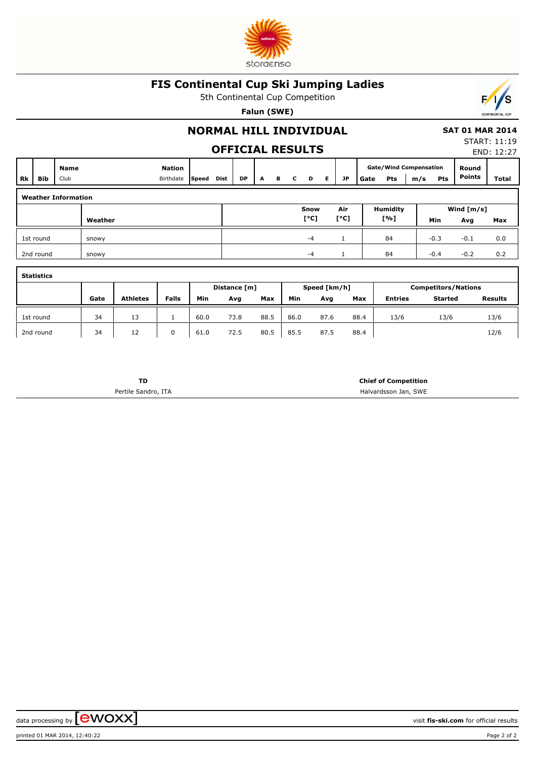# FIS Continental Cup Ski Jumping Ladies

5th Continental Cup Competition

**Falun (SWE)**

## NORMAL HILL INDIVIDUAL

**SAT 01 MAR 2014**

START: 11:19

END: 12:27

## OFFICIAL RESULTS

| Rk | Bib | Name / Club | Nation / Birthdate | Speed | Dist | DP | A | B | C | D | E | JP | Gate/Wind Compensation: Gate | Pts | m/s | Pts | Round Points | Total |
|---|---|---|---|---|---|---|---|---|---|---|---|---|---|---|---|---|---|---|

### Weather Information

| | Weather | Snow [°C] | Air [°C] | Humidity [%] | Wind [m/s] Min | Avg | Max |
|---|---|---|---|---|---|---|---|
| 1st round | snowy | -4 | 1 | 84 | -0.3 | -0.1 | 0.0 |
| 2nd round | snowy | -4 | 1 | 84 | -0.4 | -0.2 | 0.2 |

### Statistics

| | Gate | Athletes | Falls | Distance [m] | | | Speed [km/h] | | | Competitors/Nations | | |
|---|---|---|---|---|---|---|---|---|---|---|---|---|
| | | | | Min | Avg | Max | Min | Avg | Max | Entries | Started | Results |
| 1st round | 34 | 13 | 1 | 60.0 | 73.8 | 88.5 | 86.0 | 87.6 | 88.4 | 13/6 | 13/6 | 13/6 |
| 2nd round | 34 | 12 | 0 | 61.0 | 72.5 | 80.5 | 85.5 | 87.5 | 88.4 | | | 12/6 |

| TD | Chief of Competition |
|---|---|
| Pertile Sandro, ITA | Halvardsson Jan, SWE |

data processing by [ewoxx]

visit **fis-ski.com** for official results

printed 01 MAR 2014, 12:40:22